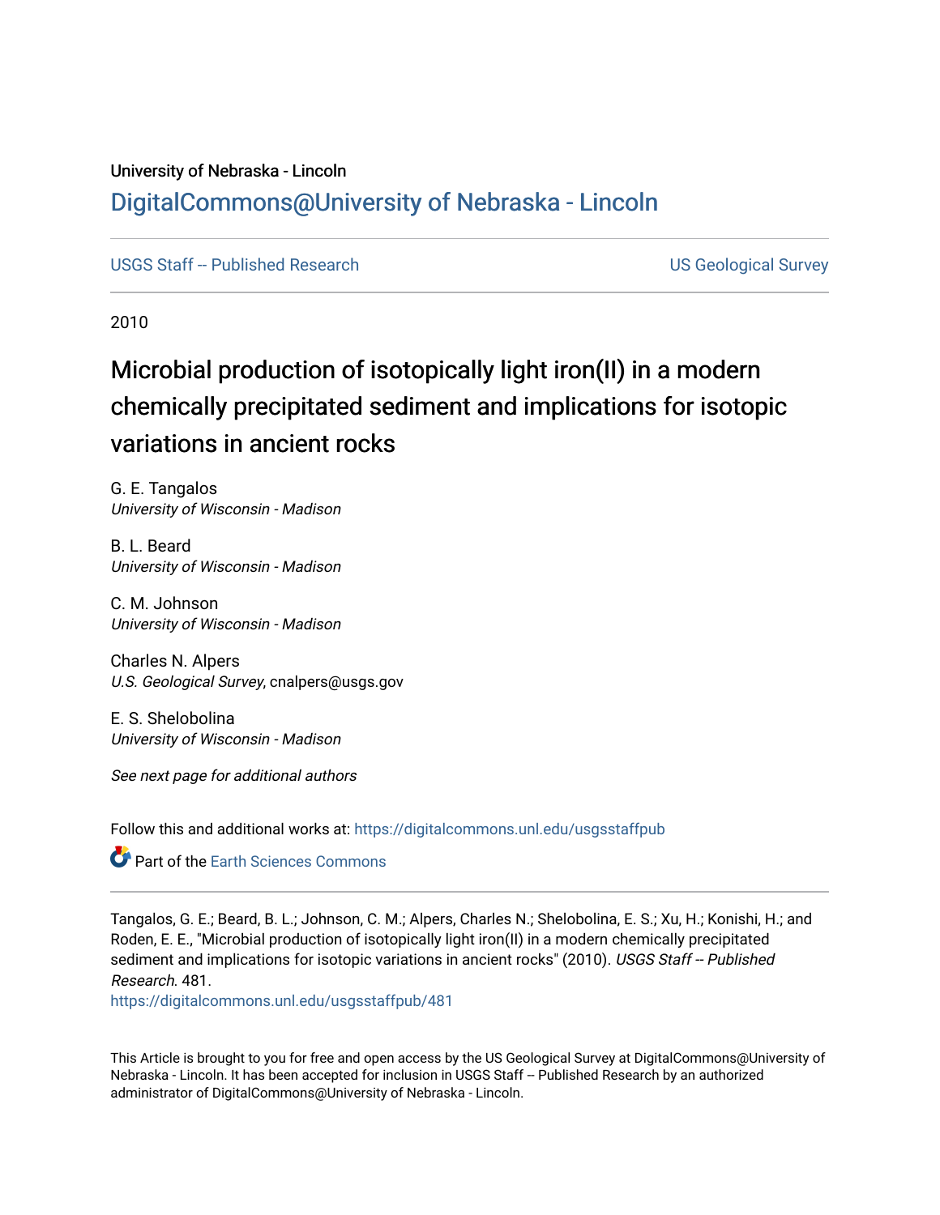University of Nebraska - Lincoln

## DigitalCommons@University of Nebraska - Lincoln

USGS Staff -- Published Research

US Geological Survey

2010

# Microbial production of isotopically light iron(II) in a modern chemically precipitated sediment and implications for isotopic variations in ancient rocks

G. E. Tangalos
*University of Wisconsin - Madison*

B. L. Beard
*University of Wisconsin - Madison*

C. M. Johnson
*University of Wisconsin - Madison*

Charles N. Alpers
*U.S. Geological Survey*, cnalpers@usgs.gov

E. S. Shelobolina
*University of Wisconsin - Madison*

*See next page for additional authors*

Follow this and additional works at: https://digitalcommons.unl.edu/usgsstaffpub

Part of the Earth Sciences Commons

Tangalos, G. E.; Beard, B. L.; Johnson, C. M.; Alpers, Charles N.; Shelobolina, E. S.; Xu, H.; Konishi, H.; and Roden, E. E., "Microbial production of isotopically light iron(II) in a modern chemically precipitated sediment and implications for isotopic variations in ancient rocks" (2010). *USGS Staff -- Published Research*. 481.
https://digitalcommons.unl.edu/usgsstaffpub/481

This Article is brought to you for free and open access by the US Geological Survey at DigitalCommons@University of Nebraska - Lincoln. It has been accepted for inclusion in USGS Staff -- Published Research by an authorized administrator of DigitalCommons@University of Nebraska - Lincoln.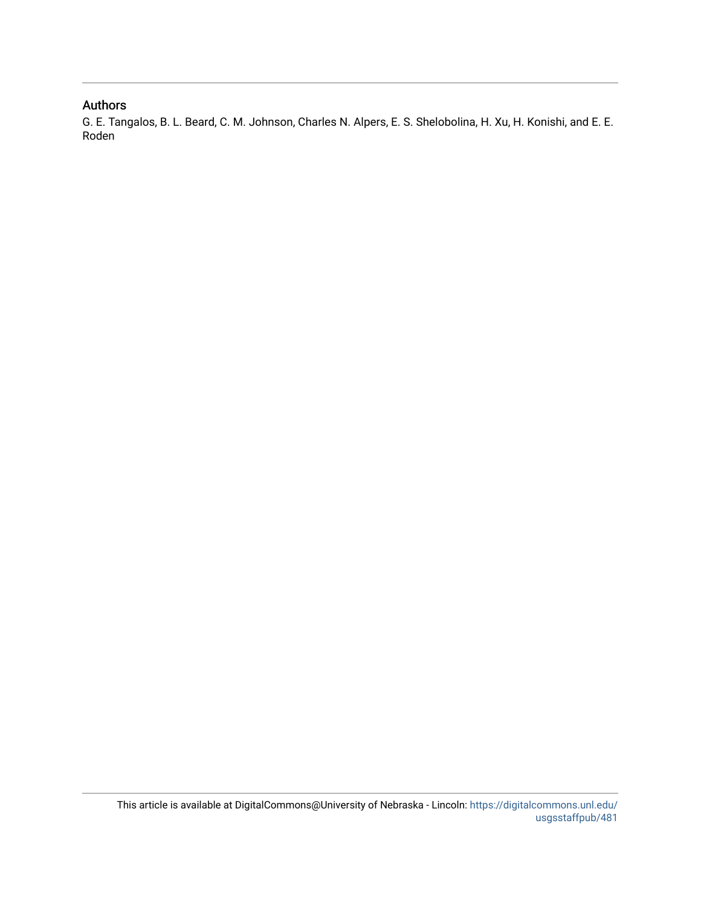## Authors

G. E. Tangalos, B. L. Beard, C. M. Johnson, Charles N. Alpers, E. S. Shelobolina, H. Xu, H. Konishi, and E. E. Roden

This article is available at DigitalCommons@University of Nebraska - Lincoln: https://digitalcommons.unl.edu/usgsstaffpub/481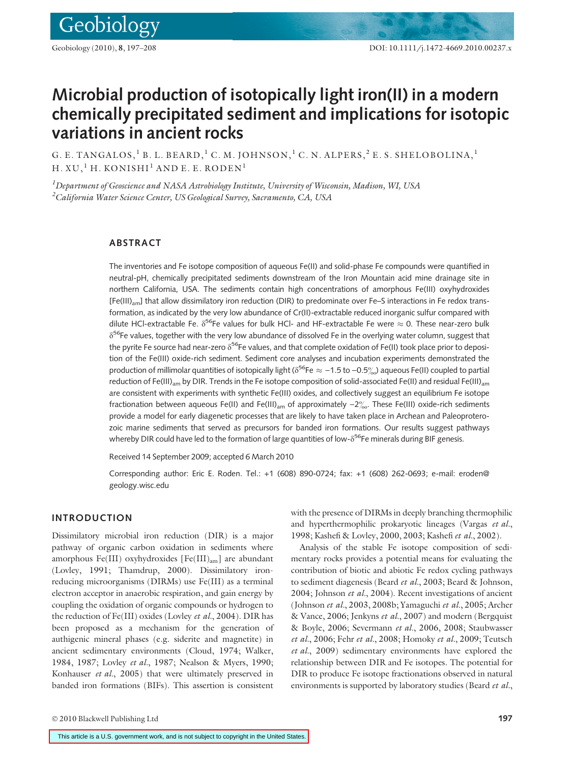# Microbial production of isotopically light iron(II) in a modern chemically precipitated sediment and implications for isotopic variations in ancient rocks

G. E. TANGALOS,[1] B. L. BEARD,[1] C. M. JOHNSON,[1] C. N. ALPERS,[2] E. S. SHELOBOLINA,[1] H. XU,[1] H. KONISHI[1] AND E. E. RODEN[1]

[1]*Department of Geoscience and NASA Astrobiology Institute, University of Wisconsin, Madison, WI, USA*
[2]*California Water Science Center, US Geological Survey, Sacramento, CA, USA*

## ABSTRACT

The inventories and Fe isotope composition of aqueous Fe(II) and solid-phase Fe compounds were quantified in neutral-pH, chemically precipitated sediments downstream of the Iron Mountain acid mine drainage site in northern California, USA. The sediments contain high concentrations of amorphous Fe(III) oxyhydroxides [$Fe(III)_{am}$] that allow dissimilatory iron reduction (DIR) to predominate over Fe–S interactions in Fe redox transformation, as indicated by the very low abundance of Cr(II)-extractable reduced inorganic sulfur compared with dilute HCl-extractable Fe. $\delta^{56}$Fe values for bulk HCl- and HF-extractable Fe were $\approx$ 0. These near-zero bulk $\delta^{56}$Fe values, together with the very low abundance of dissolved Fe in the overlying water column, suggest that the pyrite Fe source had near-zero $\delta^{56}$Fe values, and that complete oxidation of Fe(II) took place prior to deposition of the Fe(III) oxide-rich sediment. Sediment core analyses and incubation experiments demonstrated the production of millimolar quantities of isotopically light ($\delta^{56}$Fe $\approx$ −1.5 to −0.5‰) aqueous Fe(II) coupled to partial reduction of $Fe(III)_{am}$ by DIR. Trends in the Fe isotope composition of solid-associated Fe(II) and residual $Fe(III)_{am}$ are consistent with experiments with synthetic Fe(III) oxides, and collectively suggest an equilibrium Fe isotope fractionation between aqueous Fe(II) and $Fe(III)_{am}$ of approximately −2‰. These Fe(III) oxide-rich sediments provide a model for early diagenetic processes that are likely to have taken place in Archean and Paleoproterozoic marine sediments that served as precursors for banded iron formations. Our results suggest pathways whereby DIR could have led to the formation of large quantities of low-$\delta^{56}$Fe minerals during BIF genesis.

Received 14 September 2009; accepted 6 March 2010

Corresponding author: Eric E. Roden. Tel.: +1 (608) 890-0724; fax: +1 (608) 262-0693; e-mail: eroden@geology.wisc.edu

## INTRODUCTION

Dissimilatory microbial iron reduction (DIR) is a major pathway of organic carbon oxidation in sediments where amorphous Fe(III) oxyhydroxides [$Fe(III)_{am}$] are abundant (Lovley, 1991; Thamdrup, 2000). Dissimilatory iron-reducing microorganisms (DIRMs) use Fe(III) as a terminal electron acceptor in anaerobic respiration, and gain energy by coupling the oxidation of organic compounds or hydrogen to the reduction of Fe(III) oxides (Lovley *et al.*, 2004). DIR has been proposed as a mechanism for the generation of authigenic mineral phases (e.g. siderite and magnetite) in ancient sedimentary environments (Cloud, 1974; Walker, 1984, 1987; Lovley *et al.*, 1987; Nealson & Myers, 1990; Konhauser *et al.*, 2005) that were ultimately preserved in banded iron formations (BIFs). This assertion is consistent with the presence of DIRMs in deeply branching thermophilic and hyperthermophilic prokaryotic lineages (Vargas *et al.*, 1998; Kashefi & Lovley, 2000, 2003; Kashefi *et al.*, 2002).

Analysis of the stable Fe isotope composition of sedimentary rocks provides a potential means for evaluating the contribution of biotic and abiotic Fe redox cycling pathways to sediment diagenesis (Beard *et al.*, 2003; Beard & Johnson, 2004; Johnson *et al.*, 2004). Recent investigations of ancient (Johnson *et al.*, 2003, 2008b; Yamaguchi *et al.*, 2005; Archer & Vance, 2006; Jenkyns *et al.*, 2007) and modern (Bergquist & Boyle, 2006; Severmann *et al.*, 2006, 2008; Staubwasser *et al.*, 2006; Fehr *et al.*, 2008; Homoky *et al.*, 2009; Teutsch *et al.*, 2009) sedimentary environments have explored the relationship between DIR and Fe isotopes. The potential for DIR to produce Fe isotope fractionations observed in natural environments is supported by laboratory studies (Beard *et al.*,

This article is a U.S. government work, and is not subject to copyright in the United States.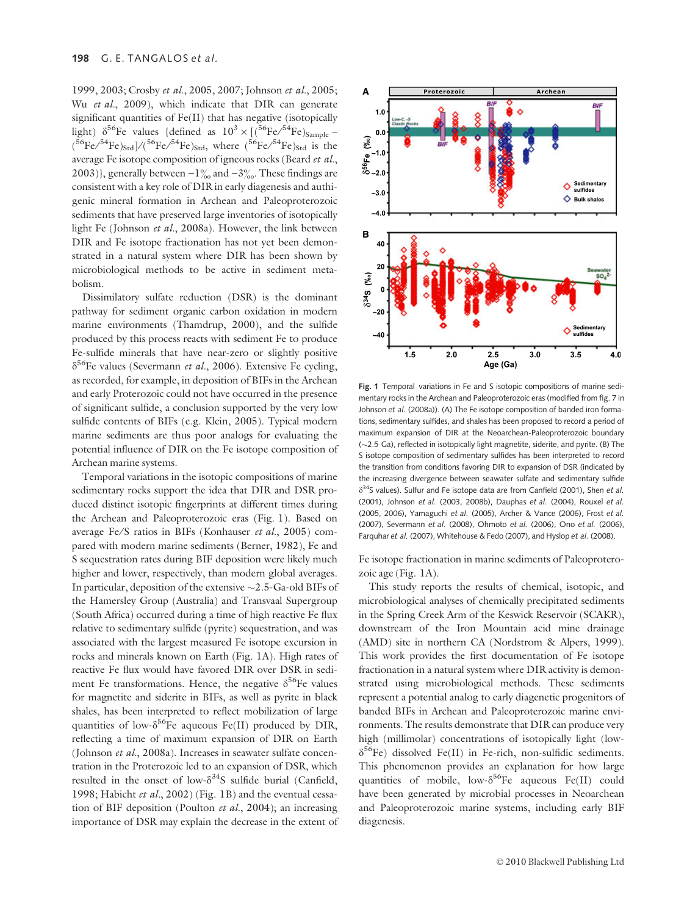1999, 2003; Crosby *et al.*, 2005, 2007; Johnson *et al.*, 2005; Wu *et al.*, 2009), which indicate that DIR can generate significant quantities of Fe(II) that has negative (isotopically light) $\delta^{56}$Fe values {defined as $10^3 \times [(^{56}Fe/^{54}Fe)_{Sample} - (^{56}Fe/^{54}Fe)_{Std}]/(^{56}Fe/^{54}Fe)_{Std}$, where $(^{56}Fe/^{54}Fe)_{Std}$ is the average Fe isotope composition of igneous rocks (Beard *et al.*, 2003)}, generally between −1‰ and −3‰. These findings are consistent with a key role of DIR in early diagenesis and authigenic mineral formation in Archean and Paleoproterozoic sediments that have preserved large inventories of isotopically light Fe (Johnson *et al.*, 2008a). However, the link between DIR and Fe isotope fractionation has not yet been demonstrated in a natural system where DIR has been shown by microbiological methods to be active in sediment metabolism.

Dissimilatory sulfate reduction (DSR) is the dominant pathway for sediment organic carbon oxidation in modern marine environments (Thamdrup, 2000), and the sulfide produced by this process reacts with sediment Fe to produce Fe-sulfide minerals that have near-zero or slightly positive $\delta^{56}$Fe values (Severmann *et al.*, 2006). Extensive Fe cycling, as recorded, for example, in deposition of BIFs in the Archean and early Proterozoic could not have occurred in the presence of significant sulfide, a conclusion supported by the very low sulfide contents of BIFs (e.g. Klein, 2005). Typical modern marine sediments are thus poor analogs for evaluating the potential influence of DIR on the Fe isotope composition of Archean marine systems.

Temporal variations in the isotopic compositions of marine sedimentary rocks support the idea that DIR and DSR produced distinct isotopic fingerprints at different times during the Archean and Paleoproterozoic eras (Fig. 1). Based on average Fe/S ratios in BIFs (Konhauser *et al.*, 2005) compared with modern marine sediments (Berner, 1982), Fe and S sequestration rates during BIF deposition were likely much higher and lower, respectively, than modern global averages. In particular, deposition of the extensive ~2.5-Ga-old BIFs of the Hamersley Group (Australia) and Transvaal Supergroup (South Africa) occurred during a time of high reactive Fe flux relative to sedimentary sulfide (pyrite) sequestration, and was associated with the largest measured Fe isotope excursion in rocks and minerals known on Earth (Fig. 1A). High rates of reactive Fe flux would have favored DIR over DSR in sediment Fe transformations. Hence, the negative $\delta^{56}$Fe values for magnetite and siderite in BIFs, as well as pyrite in black shales, has been interpreted to reflect mobilization of large quantities of low-$\delta^{56}$Fe aqueous Fe(II) produced by DIR, reflecting a time of maximum expansion of DIR on Earth (Johnson *et al.*, 2008a). Increases in seawater sulfate concentration in the Proterozoic led to an expansion of DSR, which resulted in the onset of low-$\delta^{34}$S sulfide burial (Canfield, 1998; Habicht *et al.*, 2002) (Fig. 1B) and the eventual cessation of BIF deposition (Poulton *et al.*, 2004); an increasing importance of DSR may explain the decrease in the extent of Fe isotope fractionation in marine sediments of Paleoproterozoic age (Fig. 1A).

**Fig. 1** Temporal variations in Fe and S isotopic compositions of marine sedimentary rocks in the Archean and Paleoproterozoic eras (modified from fig. 7 in Johnson *et al.* (2008a)). (A) The Fe isotope composition of banded iron formations, sedimentary sulfides, and shales has been proposed to record a period of maximum expansion of DIR at the Neoarchean-Paleoproterozoic boundary (~2.5 Ga), reflected in isotopically light magnetite, siderite, and pyrite. (B) The S isotope composition of sedimentary sulfides has been interpreted to record the transition from conditions favoring DIR to expansion of DSR (indicated by the increasing divergence between seawater sulfate and sedimentary sulfide $\delta^{34}$S values). Sulfur and Fe isotope data are from Canfield (2001), Shen *et al.* (2001), Johnson *et al.* (2003, 2008b), Dauphas *et al.* (2004), Rouxel *et al.* (2005, 2006), Yamaguchi *et al.* (2005), Archer & Vance (2006), Frost *et al.* (2007), Severmann *et al.* (2008), Ohmoto *et al.* (2006), Ono *et al.* (2006), Farquhar *et al.* (2007), Whitehouse & Fedo (2007), and Hyslop *et al.* (2008).

This study reports the results of chemical, isotopic, and microbiological analyses of chemically precipitated sediments in the Spring Creek Arm of the Keswick Reservoir (SCAKR), downstream of the Iron Mountain acid mine drainage (AMD) site in northern CA (Nordstrom & Alpers, 1999). This work provides the first documentation of Fe isotope fractionation in a natural system where DIR activity is demonstrated using microbiological methods. These sediments represent a potential analog to early diagenetic progenitors of banded BIFs in Archean and Paleoproterozoic marine environments. The results demonstrate that DIR can produce very high (millimolar) concentrations of isotopically light (low-$\delta^{56}$Fe) dissolved Fe(II) in Fe-rich, non-sulfidic sediments. This phenomenon provides an explanation for how large quantities of mobile, low-$\delta^{56}$Fe aqueous Fe(II) could have been generated by microbial processes in Neoarchean and Paleoproterozoic marine systems, including early BIF diagenesis.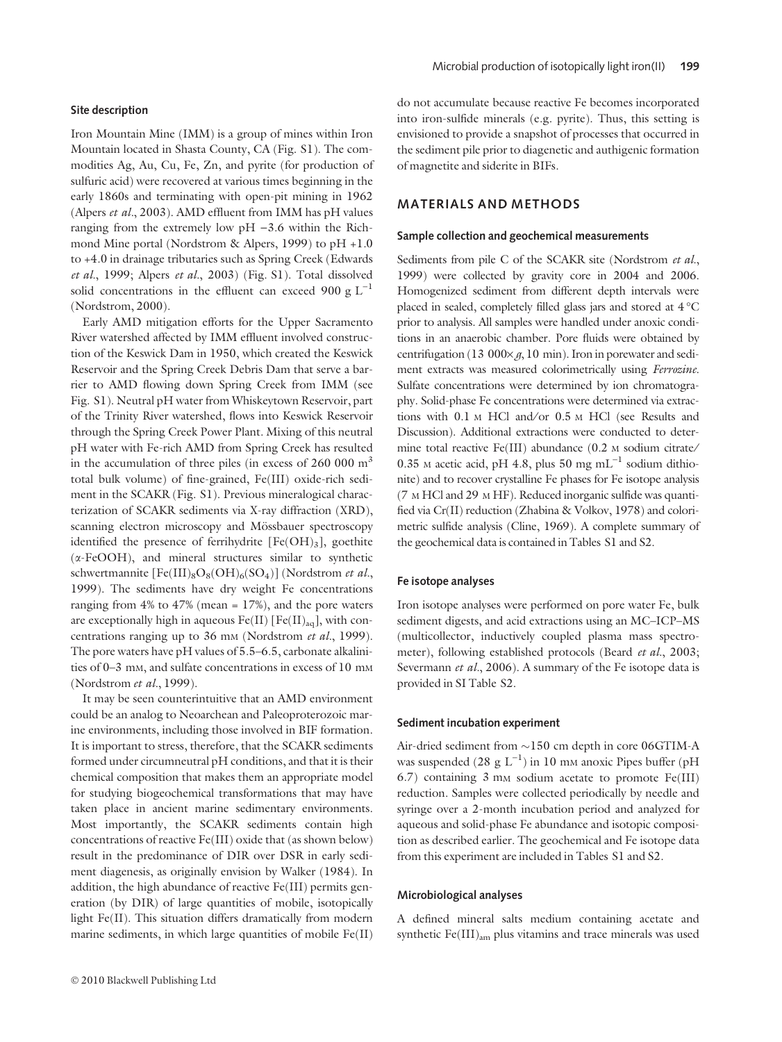### Site description

Iron Mountain Mine (IMM) is a group of mines within Iron Mountain located in Shasta County, CA (Fig. S1). The commodities Ag, Au, Cu, Fe, Zn, and pyrite (for production of sulfuric acid) were recovered at various times beginning in the early 1860s and terminating with open-pit mining in 1962 (Alpers *et al*., 2003). AMD effluent from IMM has pH values ranging from the extremely low pH −3.6 within the Richmond Mine portal (Nordstrom & Alpers, 1999) to pH +1.0 to +4.0 in drainage tributaries such as Spring Creek (Edwards *et al*., 1999; Alpers *et al*., 2003) (Fig. S1). Total dissolved solid concentrations in the effluent can exceed 900 g $L^{-1}$ (Nordstrom, 2000).

Early AMD mitigation efforts for the Upper Sacramento River watershed affected by IMM effluent involved construction of the Keswick Dam in 1950, which created the Keswick Reservoir and the Spring Creek Debris Dam that serve a barrier to AMD flowing down Spring Creek from IMM (see Fig. S1). Neutral pH water from Whiskeytown Reservoir, part of the Trinity River watershed, flows into Keswick Reservoir through the Spring Creek Power Plant. Mixing of this neutral pH water with Fe-rich AMD from Spring Creek has resulted in the accumulation of three piles (in excess of 260 000 $m^3$ total bulk volume) of fine-grained, Fe(III) oxide-rich sediment in the SCAKR (Fig. S1). Previous mineralogical characterization of SCAKR sediments via X-ray diffraction (XRD), scanning electron microscopy and Mössbauer spectroscopy identified the presence of ferrihydrite [$Fe(OH)_3$], goethite ($\alpha$-FeOOH), and mineral structures similar to synthetic schwertmannite [$Fe(III)_8O_8(OH)_6(SO_4)$] (Nordstrom *et al*., 1999). The sediments have dry weight Fe concentrations ranging from 4% to 47% (mean = 17%), and the pore waters are exceptionally high in aqueous Fe(II) [$Fe(II)_{aq}$], with concentrations ranging up to 36 mM (Nordstrom *et al*., 1999). The pore waters have pH values of 5.5–6.5, carbonate alkalinities of 0–3 mM, and sulfate concentrations in excess of 10 mM (Nordstrom *et al*., 1999).

It may be seen counterintuitive that an AMD environment could be an analog to Neoarchean and Paleoproterozoic marine environments, including those involved in BIF formation. It is important to stress, therefore, that the SCAKR sediments formed under circumneutral pH conditions, and that it is their chemical composition that makes them an appropriate model for studying biogeochemical transformations that may have taken place in ancient marine sedimentary environments. Most importantly, the SCAKR sediments contain high concentrations of reactive Fe(III) oxide that (as shown below) result in the predominance of DIR over DSR in early sediment diagenesis, as originally envision by Walker (1984). In addition, the high abundance of reactive Fe(III) permits generation (by DIR) of large quantities of mobile, isotopically light Fe(II). This situation differs dramatically from modern marine sediments, in which large quantities of mobile Fe(II) do not accumulate because reactive Fe becomes incorporated into iron-sulfide minerals (e.g. pyrite). Thus, this setting is envisioned to provide a snapshot of processes that occurred in the sediment pile prior to diagenetic and authigenic formation of magnetite and siderite in BIFs.

## MATERIALS AND METHODS

### Sample collection and geochemical measurements

Sediments from pile C of the SCAKR site (Nordstrom *et al*., 1999) were collected by gravity core in 2004 and 2006. Homogenized sediment from different depth intervals were placed in sealed, completely filled glass jars and stored at 4 °C prior to analysis. All samples were handled under anoxic conditions in an anaerobic chamber. Pore fluids were obtained by centrifugation (13 000× *g*, 10 min). Iron in porewater and sediment extracts was measured colorimetrically using *Ferrozine*. Sulfate concentrations were determined by ion chromatography. Solid-phase Fe concentrations were determined via extractions with 0.1 M HCl and/or 0.5 M HCl (see Results and Discussion). Additional extractions were conducted to determine total reactive Fe(III) abundance (0.2 M sodium citrate/0.35 M acetic acid, pH 4.8, plus 50 mg $mL^{-1}$ sodium dithionite) and to recover crystalline Fe phases for Fe isotope analysis (7 M HCl and 29 M HF). Reduced inorganic sulfide was quantified via Cr(II) reduction (Zhabina & Volkov, 1978) and colorimetric sulfide analysis (Cline, 1969). A complete summary of the geochemical data is contained in Tables S1 and S2.

### Fe isotope analyses

Iron isotope analyses were performed on pore water Fe, bulk sediment digests, and acid extractions using an MC–ICP–MS (multicollector, inductively coupled plasma mass spectrometer), following established protocols (Beard *et al*., 2003; Severmann *et al*., 2006). A summary of the Fe isotope data is provided in SI Table S2.

### Sediment incubation experiment

Air-dried sediment from ~150 cm depth in core 06GTIM-A was suspended (28 g $L^{-1}$) in 10 mM anoxic Pipes buffer (pH 6.7) containing 3 mM sodium acetate to promote Fe(III) reduction. Samples were collected periodically by needle and syringe over a 2-month incubation period and analyzed for aqueous and solid-phase Fe abundance and isotopic composition as described earlier. The geochemical and Fe isotope data from this experiment are included in Tables S1 and S2.

### Microbiological analyses

A defined mineral salts medium containing acetate and synthetic $Fe(III)_{am}$ plus vitamins and trace minerals was used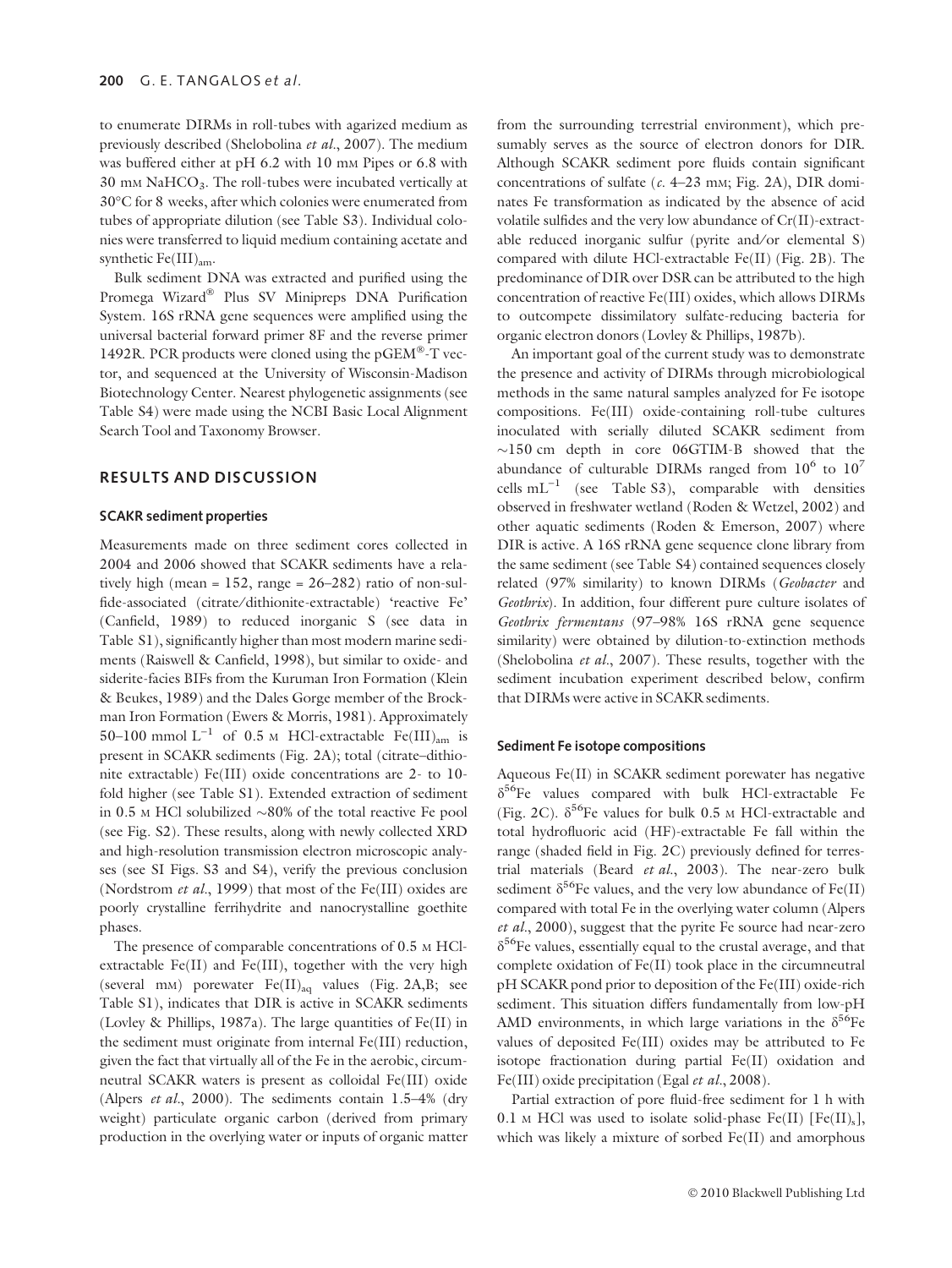to enumerate DIRMs in roll-tubes with agarized medium as previously described (Shelobolina *et al*., 2007). The medium was buffered either at pH 6.2 with 10 mM Pipes or 6.8 with 30 mM $NaHCO_3$. The roll-tubes were incubated vertically at 30°C for 8 weeks, after which colonies were enumerated from tubes of appropriate dilution (see Table S3). Individual colonies were transferred to liquid medium containing acetate and synthetic $Fe(III)_{am}$.

Bulk sediment DNA was extracted and purified using the Promega Wizard® Plus SV Minipreps DNA Purification System. 16S rRNA gene sequences were amplified using the universal bacterial forward primer 8F and the reverse primer 1492R. PCR products were cloned using the pGEM®-T vector, and sequenced at the University of Wisconsin-Madison Biotechnology Center. Nearest phylogenetic assignments (see Table S4) were made using the NCBI Basic Local Alignment Search Tool and Taxonomy Browser.

## RESULTS AND DISCUSSION

### SCAKR sediment properties

Measurements made on three sediment cores collected in 2004 and 2006 showed that SCAKR sediments have a relatively high (mean = 152, range = 26–282) ratio of non-sulfide-associated (citrate/dithionite-extractable) 'reactive Fe' (Canfield, 1989) to reduced inorganic S (see data in Table S1), significantly higher than most modern marine sediments (Raiswell & Canfield, 1998), but similar to oxide- and siderite-facies BIFs from the Kuruman Iron Formation (Klein & Beukes, 1989) and the Dales Gorge member of the Brockman Iron Formation (Ewers & Morris, 1981). Approximately 50–100 mmol $L^{-1}$ of 0.5 M HCl-extractable $Fe(III)_{am}$ is present in SCAKR sediments (Fig. 2A); total (citrate–dithionite extractable) Fe(III) oxide concentrations are 2- to 10-fold higher (see Table S1). Extended extraction of sediment in 0.5 M HCl solubilized ~80% of the total reactive Fe pool (see Fig. S2). These results, along with newly collected XRD and high-resolution transmission electron microscopic analyses (see SI Figs. S3 and S4), verify the previous conclusion (Nordstrom *et al*., 1999) that most of the Fe(III) oxides are poorly crystalline ferrihydrite and nanocrystalline goethite phases.

The presence of comparable concentrations of 0.5 M HCl-extractable Fe(II) and Fe(III), together with the very high (several mM) porewater $Fe(II)_{aq}$ values (Fig. 2A,B; see Table S1), indicates that DIR is active in SCAKR sediments (Lovley & Phillips, 1987a). The large quantities of Fe(II) in the sediment must originate from internal Fe(III) reduction, given the fact that virtually all of the Fe in the aerobic, circumneutral SCAKR waters is present as colloidal Fe(III) oxide (Alpers *et al*., 2000). The sediments contain 1.5–4% (dry weight) particulate organic carbon (derived from primary production in the overlying water or inputs of organic matter from the surrounding terrestrial environment), which presumably serves as the source of electron donors for DIR. Although SCAKR sediment pore fluids contain significant concentrations of sulfate (*c*. 4–23 mM; Fig. 2A), DIR dominates Fe transformation as indicated by the absence of acid volatile sulfides and the very low abundance of Cr(II)-extractable reduced inorganic sulfur (pyrite and/or elemental S) compared with dilute HCl-extractable Fe(II) (Fig. 2B). The predominance of DIR over DSR can be attributed to the high concentration of reactive Fe(III) oxides, which allows DIRMs to outcompete dissimilatory sulfate-reducing bacteria for organic electron donors (Lovley & Phillips, 1987b).

An important goal of the current study was to demonstrate the presence and activity of DIRMs through microbiological methods in the same natural samples analyzed for Fe isotope compositions. Fe(III) oxide-containing roll-tube cultures inoculated with serially diluted SCAKR sediment from ~150 cm depth in core 06GTIM-B showed that the abundance of culturable DIRMs ranged from $10^6$ to $10^7$ cells $mL^{-1}$ (see Table S3), comparable with densities observed in freshwater wetland (Roden & Wetzel, 2002) and other aquatic sediments (Roden & Emerson, 2007) where DIR is active. A 16S rRNA gene sequence clone library from the same sediment (see Table S4) contained sequences closely related (97% similarity) to known DIRMs (*Geobacter* and *Geothrix*). In addition, four different pure culture isolates of *Geothrix fermentans* (97–98% 16S rRNA gene sequence similarity) were obtained by dilution-to-extinction methods (Shelobolina *et al*., 2007). These results, together with the sediment incubation experiment described below, confirm that DIRMs were active in SCAKR sediments.

### Sediment Fe isotope compositions

Aqueous Fe(II) in SCAKR sediment porewater has negative $\delta^{56}$Fe values compared with bulk HCl-extractable Fe (Fig. 2C). $\delta^{56}$Fe values for bulk 0.5 M HCl-extractable and total hydrofluoric acid (HF)-extractable Fe fall within the range (shaded field in Fig. 2C) previously defined for terrestrial materials (Beard *et al*., 2003). The near-zero bulk sediment $\delta^{56}$Fe values, and the very low abundance of Fe(II) compared with total Fe in the overlying water column (Alpers *et al*., 2000), suggest that the pyrite Fe source had near-zero $\delta^{56}$Fe values, essentially equal to the crustal average, and that complete oxidation of Fe(II) took place in the circumneutral pH SCAKR pond prior to deposition of the Fe(III) oxide-rich sediment. This situation differs fundamentally from low-pH AMD environments, in which large variations in the $\delta^{56}$Fe values of deposited Fe(III) oxides may be attributed to Fe isotope fractionation during partial Fe(II) oxidation and Fe(III) oxide precipitation (Egal *et al*., 2008).

Partial extraction of pore fluid-free sediment for 1 h with 0.1 M HCl was used to isolate solid-phase Fe(II) [$Fe(II)_s$], which was likely a mixture of sorbed Fe(II) and amorphous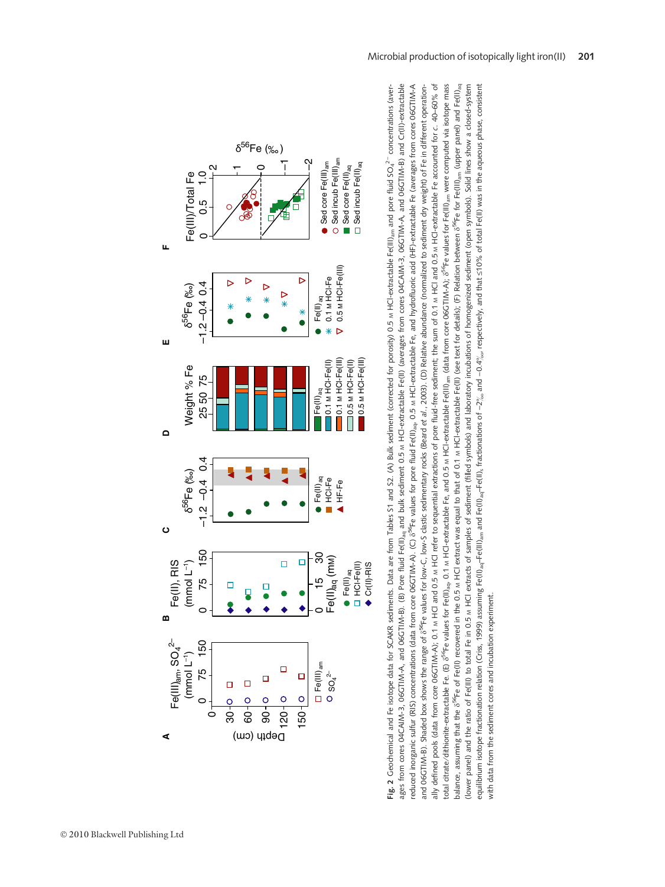**Fig. 2** Geochemical and Fe isotope data for SCAKR sediments. Data are from Tables S1 and S2. (A) Bulk sediment (corrected for porosity) 0.5 M HCl-extractable $Fe(III)_{am}$ and pore fluid $SO_4^{2-}$ concentrations (averages from cores 04CAIM-3, 06GTIM-A, and 06GTIM-B). (B) Pore fluid $Fe(II)_{aq}$ and bulk sediment 0.5 M HCl-extractable Fe(II) (averages from cores 04CAIM-3, 06GTIM-A, and 06GTIM-B) and Cr(II)-extractable reduced inorganic sulfur (RIS) concentrations (data from core 06GTIM-A). (C) $\delta^{56}$Fe values for pore fluid $Fe(II)_{aq}$, 0.5 M HCl-extractable Fe, and hydrofluoric acid (HF)-extractable Fe (averages from cores 06GTIM-A and 06GTIM-B). Shaded box shows the range of $\delta^{56}$Fe values for low-C, low-S clastic sedimentary rocks (Beard *et al.*, 2003). (D) Relative abundance (normalized to sediment dry weight) of Fe in different operationally defined pools (data from core 06GTIM-A); 0.1 M HCl and 0.5 M HCl refer to sequential extractions of pore fluid-free sediment; the sum of 0.1 M HCl and 0.5 M HCl-extractable Fe accounted for *c.* 40–60% of total citrate/dithionite-extractable Fe. (E) $\delta^{56}$Fe values for $Fe(II)_{aq}$, 0.1 M HCl-extractable Fe, and 0.5 M HCl-extractable $Fe(III)_{am}$ (data from core 06GTIM-A); $\delta^{56}$Fe values for $Fe(III)_{am}$ were computed via isotope mass balance, assuming that the $\delta^{56}$Fe of Fe(II) recovered in the 0.5 M HCl extract was equal to that of 0.1 M HCl-extractable Fe(II) (see text for details); (F) Relation between $\delta^{56}$Fe for $Fe(III)_{am}$ (upper panel) and $Fe(II)_{aq}$ (lower panel) and the ratio of Fe(III) to total Fe in 0.5 M HCl extracts of samples of sediment (filled symbols) and laboratory incubations of homogenized sediment (open symbols). Solid lines show a closed-system equilibrium isotope fractionation relation (Criss, 1999) assuming $Fe(II)_{aq}$–$Fe(III)_{am}$ and $Fe(II)_{aq}$–$Fe(II)_s$ fractionations of −2‰ and −0.4‰, respectively, and that ≤10% of total Fe(II) was in the aqueous phase, consistent with data from the sediment cores and incubation experiment.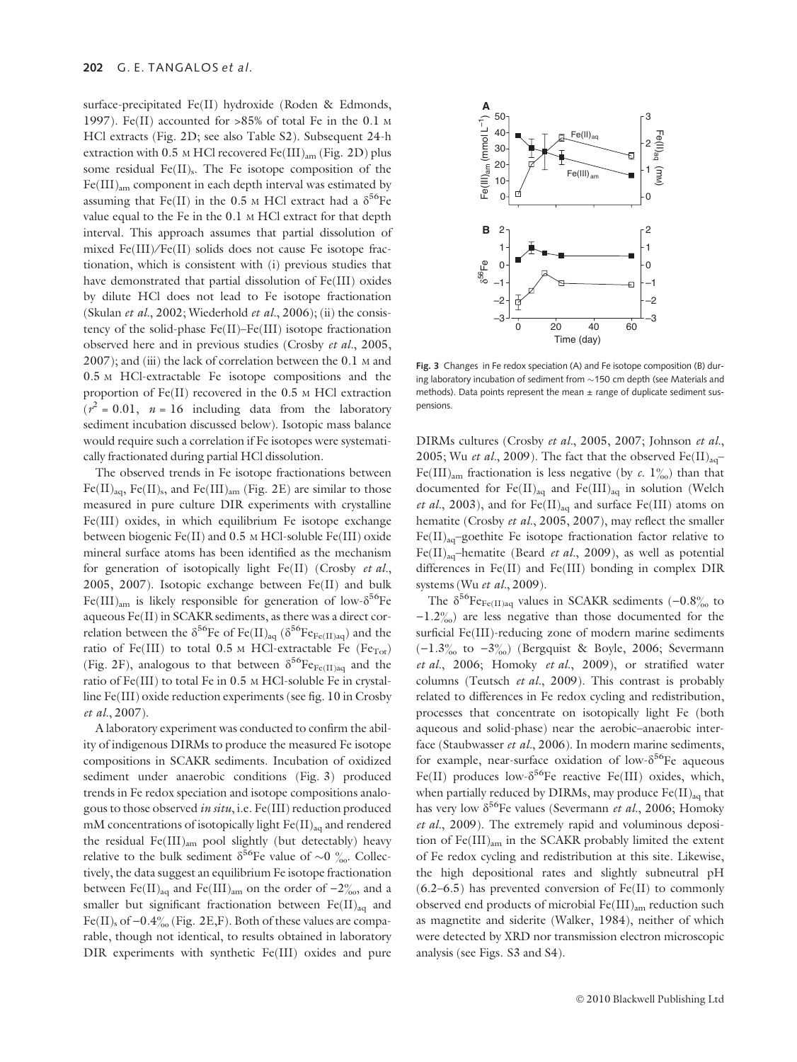surface-precipitated Fe(II) hydroxide (Roden & Edmonds, 1997). Fe(II) accounted for >85% of total Fe in the 0.1 M HCl extracts (Fig. 2D; see also Table S2). Subsequent 24-h extraction with 0.5 M HCl recovered $Fe(III)_{am}$ (Fig. 2D) plus some residual $Fe(II)_s$. The Fe isotope composition of the $Fe(III)_{am}$ component in each depth interval was estimated by assuming that Fe(II) in the 0.5 M HCl extract had a $\delta^{56}Fe$ value equal to the Fe in the 0.1 M HCl extract for that depth interval. This approach assumes that partial dissolution of mixed Fe(III)/Fe(II) solids does not cause Fe isotope fractionation, which is consistent with (i) previous studies that have demonstrated that partial dissolution of Fe(III) oxides by dilute HCl does not lead to Fe isotope fractionation (Skulan *et al.*, 2002; Wiederhold *et al.*, 2006); (ii) the consistency of the solid-phase Fe(II)–Fe(III) isotope fractionation observed here and in previous studies (Crosby *et al.*, 2005, 2007); and (iii) the lack of correlation between the 0.1 M and 0.5 M HCl-extractable Fe isotope compositions and the proportion of Fe(II) recovered in the 0.5 M HCl extraction ($r^2 = 0.01$, $n = 16$ including data from the laboratory sediment incubation discussed below). Isotopic mass balance would require such a correlation if Fe isotopes were systematically fractionated during partial HCl dissolution.

The observed trends in Fe isotope fractionations between $Fe(II)_{aq}$, $Fe(II)_s$, and $Fe(III)_{am}$ (Fig. 2E) are similar to those measured in pure culture DIR experiments with crystalline Fe(III) oxides, in which equilibrium Fe isotope exchange between biogenic Fe(II) and 0.5 M HCl-soluble Fe(III) oxide mineral surface atoms has been identified as the mechanism for generation of isotopically light Fe(II) (Crosby *et al.*, 2005, 2007). Isotopic exchange between Fe(II) and bulk $Fe(III)_{am}$ is likely responsible for generation of low-$\delta^{56}Fe$ aqueous Fe(II) in SCAKR sediments, as there was a direct correlation between the $\delta^{56}Fe$ of $Fe(II)_{aq}$ ($\delta^{56}Fe_{Fe(II)aq}$) and the ratio of Fe(III) to total 0.5 M HCl-extractable Fe ($Fe_{Tot}$) (Fig. 2F), analogous to that between $\delta^{56}Fe_{Fe(II)aq}$ and the ratio of Fe(III) to total Fe in 0.5 M HCl-soluble Fe in crystalline Fe(III) oxide reduction experiments (see fig. 10 in Crosby *et al.*, 2007).

A laboratory experiment was conducted to confirm the ability of indigenous DIRMs to produce the measured Fe isotope compositions in SCAKR sediments. Incubation of oxidized sediment under anaerobic conditions (Fig. 3) produced trends in Fe redox speciation and isotope compositions analogous to those observed *in situ*, i.e. Fe(III) reduction produced mM concentrations of isotopically light $Fe(II)_{aq}$ and rendered the residual $Fe(III)_{am}$ pool slightly (but detectably) heavy relative to the bulk sediment $\delta^{56}Fe$ value of ~0 ‰. Collectively, the data suggest an equilibrium Fe isotope fractionation between $Fe(II)_{aq}$ and $Fe(III)_{am}$ on the order of −2‰, and a smaller but significant fractionation between $Fe(II)_{aq}$ and $Fe(II)_s$ of −0.4‰ (Fig. 2E,F). Both of these values are comparable, though not identical, to results obtained in laboratory DIR experiments with synthetic Fe(III) oxides and pure DIRMs cultures (Crosby *et al.*, 2005, 2007; Johnson *et al.*, 2005; Wu *et al.*, 2009). The fact that the observed $Fe(II)_{aq}$–$Fe(III)_{am}$ fractionation is less negative (by *c.* 1‰) than that documented for $Fe(II)_{aq}$ and $Fe(III)_{aq}$ in solution (Welch *et al.*, 2003), and for $Fe(II)_{aq}$ and surface Fe(III) atoms on hematite (Crosby *et al.*, 2005, 2007), may reflect the smaller $Fe(II)_{aq}$–goethite Fe isotope fractionation factor relative to $Fe(II)_{aq}$–hematite (Beard *et al.*, 2009), as well as potential differences in Fe(II) and Fe(III) bonding in complex DIR systems (Wu *et al.*, 2009).

**Fig. 3** Changes in Fe redox speciation (A) and Fe isotope composition (B) during laboratory incubation of sediment from ~150 cm depth (see Materials and methods). Data points represent the mean ± range of duplicate sediment suspensions.

The $\delta^{56}Fe_{Fe(II)aq}$ values in SCAKR sediments (−0.8‰ to −1.2‰) are less negative than those documented for the surficial Fe(III)-reducing zone of modern marine sediments (−1.3‰ to −3‰) (Bergquist & Boyle, 2006; Severmann *et al.*, 2006; Homoky *et al.*, 2009), or stratified water columns (Teutsch *et al.*, 2009). This contrast is probably related to differences in Fe redox cycling and redistribution, processes that concentrate on isotopically light Fe (both aqueous and solid-phase) near the aerobic–anaerobic interface (Staubwasser *et al.*, 2006). In modern marine sediments, for example, near-surface oxidation of low-$\delta^{56}Fe$ aqueous Fe(II) produces low-$\delta^{56}Fe$ reactive Fe(III) oxides, which, when partially reduced by DIRMs, may produce $Fe(II)_{aq}$ that has very low $\delta^{56}Fe$ values (Severmann *et al.*, 2006; Homoky *et al.*, 2009). The extremely rapid and voluminous deposition of $Fe(III)_{am}$ in the SCAKR probably limited the extent of Fe redox cycling and redistribution at this site. Likewise, the high depositional rates and slightly subneutral pH (6.2–6.5) has prevented conversion of Fe(II) to commonly observed end products of microbial $Fe(III)_{am}$ reduction such as magnetite and siderite (Walker, 1984), neither of which were detected by XRD nor transmission electron microscopic analysis (see Figs. S3 and S4).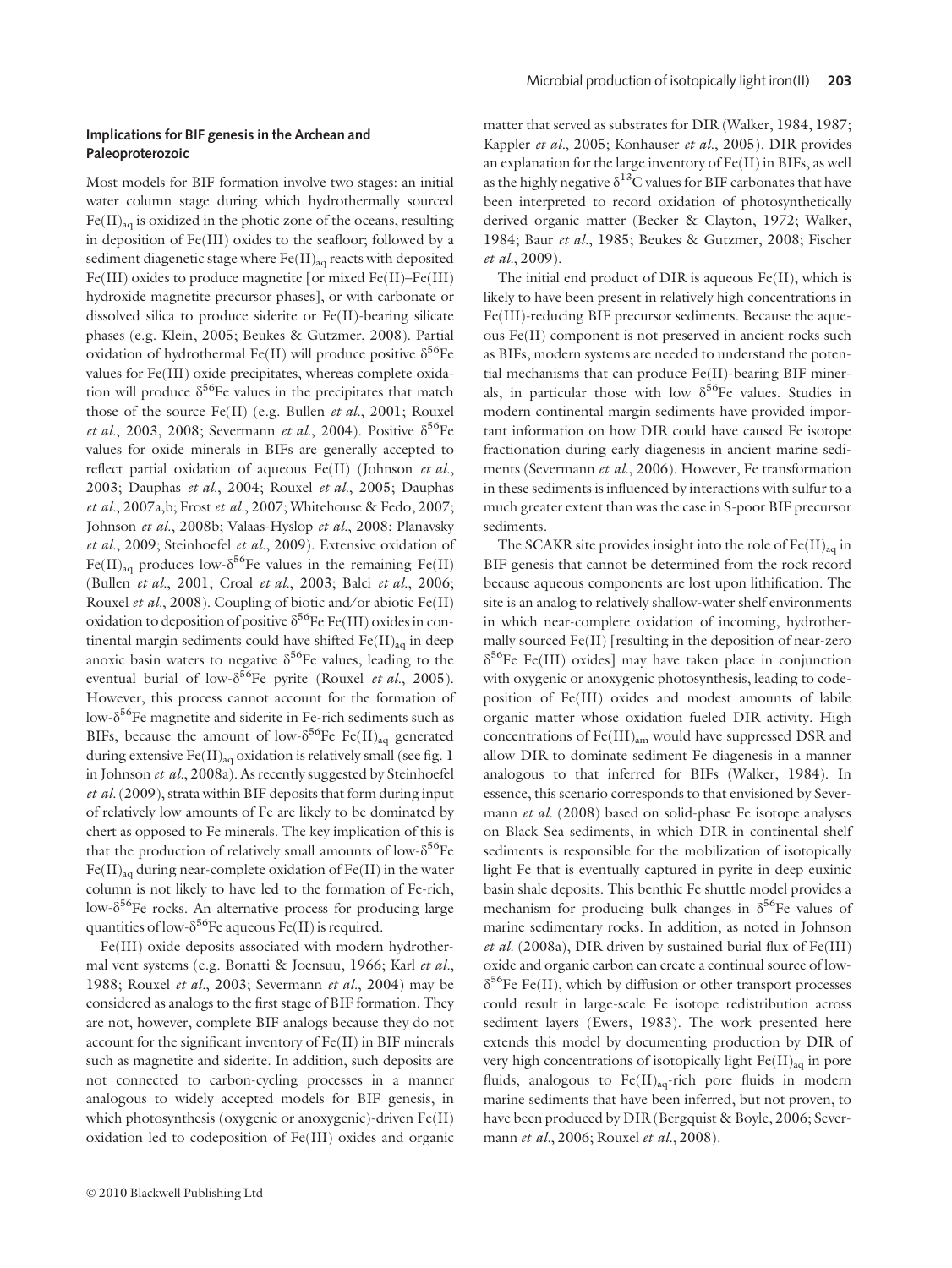### Implications for BIF genesis in the Archean and Paleoproterozoic

Most models for BIF formation involve two stages: an initial water column stage during which hydrothermally sourced $Fe(II)_{aq}$ is oxidized in the photic zone of the oceans, resulting in deposition of Fe(III) oxides to the seafloor; followed by a sediment diagenetic stage where $Fe(II)_{aq}$ reacts with deposited Fe(III) oxides to produce magnetite [or mixed Fe(II)–Fe(III) hydroxide magnetite precursor phases], or with carbonate or dissolved silica to produce siderite or Fe(II)-bearing silicate phases (e.g. Klein, 2005; Beukes & Gutzmer, 2008). Partial oxidation of hydrothermal Fe(II) will produce positive $\delta^{56}$Fe values for Fe(III) oxide precipitates, whereas complete oxidation will produce $\delta^{56}$Fe values in the precipitates that match those of the source Fe(II) (e.g. Bullen *et al.*, 2001; Rouxel *et al.*, 2003, 2008; Severmann *et al.*, 2004). Positive $\delta^{56}$Fe values for oxide minerals in BIFs are generally accepted to reflect partial oxidation of aqueous Fe(II) (Johnson *et al.*, 2003; Dauphas *et al.*, 2004; Rouxel *et al.*, 2005; Dauphas *et al.*, 2007a,b; Frost *et al.*, 2007; Whitehouse & Fedo, 2007; Johnson *et al.*, 2008b; Valaas-Hyslop *et al.*, 2008; Planavsky *et al.*, 2009; Steinhoefel *et al.*, 2009). Extensive oxidation of $Fe(II)_{aq}$ produces low-$\delta^{56}$Fe values in the remaining Fe(II) (Bullen *et al.*, 2001; Croal *et al.*, 2003; Balci *et al.*, 2006; Rouxel *et al.*, 2008). Coupling of biotic and/or abiotic Fe(II) oxidation to deposition of positive $\delta^{56}$Fe Fe(III) oxides in continental margin sediments could have shifted $Fe(II)_{aq}$ in deep anoxic basin waters to negative $\delta^{56}$Fe values, leading to the eventual burial of low-$\delta^{56}$Fe pyrite (Rouxel *et al.*, 2005). However, this process cannot account for the formation of low-$\delta^{56}$Fe magnetite and siderite in Fe-rich sediments such as BIFs, because the amount of low-$\delta^{56}$Fe $Fe(II)_{aq}$ generated during extensive $Fe(II)_{aq}$ oxidation is relatively small (see fig. 1 in Johnson *et al.*, 2008a). As recently suggested by Steinhoefel *et al.* (2009), strata within BIF deposits that form during input of relatively low amounts of Fe are likely to be dominated by chert as opposed to Fe minerals. The key implication of this is that the production of relatively small amounts of low-$\delta^{56}$Fe $Fe(II)_{aq}$ during near-complete oxidation of Fe(II) in the water column is not likely to have led to the formation of Fe-rich, low-$\delta^{56}$Fe rocks. An alternative process for producing large quantities of low-$\delta^{56}$Fe aqueous Fe(II) is required.

Fe(III) oxide deposits associated with modern hydrothermal vent systems (e.g. Bonatti & Joensuu, 1966; Karl *et al.*, 1988; Rouxel *et al.*, 2003; Severmann *et al.*, 2004) may be considered as analogs to the first stage of BIF formation. They are not, however, complete BIF analogs because they do not account for the significant inventory of Fe(II) in BIF minerals such as magnetite and siderite. In addition, such deposits are not connected to carbon-cycling processes in a manner analogous to widely accepted models for BIF genesis, in which photosynthesis (oxygenic or anoxygenic)-driven Fe(II) oxidation led to codeposition of Fe(III) oxides and organic matter that served as substrates for DIR (Walker, 1984, 1987; Kappler *et al.*, 2005; Konhauser *et al.*, 2005). DIR provides an explanation for the large inventory of Fe(II) in BIFs, as well as the highly negative $\delta^{13}$C values for BIF carbonates that have been interpreted to record oxidation of photosynthetically derived organic matter (Becker & Clayton, 1972; Walker, 1984; Baur *et al.*, 1985; Beukes & Gutzmer, 2008; Fischer *et al.*, 2009).

The initial end product of DIR is aqueous Fe(II), which is likely to have been present in relatively high concentrations in Fe(III)-reducing BIF precursor sediments. Because the aqueous Fe(II) component is not preserved in ancient rocks such as BIFs, modern systems are needed to understand the potential mechanisms that can produce Fe(II)-bearing BIF minerals, in particular those with low $\delta^{56}$Fe values. Studies in modern continental margin sediments have provided important information on how DIR could have caused Fe isotope fractionation during early diagenesis in ancient marine sediments (Severmann *et al.*, 2006). However, Fe transformation in these sediments is influenced by interactions with sulfur to a much greater extent than was the case in S-poor BIF precursor sediments.

The SCAKR site provides insight into the role of $Fe(II)_{aq}$ in BIF genesis that cannot be determined from the rock record because aqueous components are lost upon lithification. The site is an analog to relatively shallow-water shelf environments in which near-complete oxidation of incoming, hydrothermally sourced Fe(II) [resulting in the deposition of near-zero $\delta^{56}$Fe Fe(III) oxides] may have taken place in conjunction with oxygenic or anoxygenic photosynthesis, leading to codeposition of Fe(III) oxides and modest amounts of labile organic matter whose oxidation fueled DIR activity. High concentrations of $Fe(III)_{am}$ would have suppressed DSR and allow DIR to dominate sediment Fe diagenesis in a manner analogous to that inferred for BIFs (Walker, 1984). In essence, this scenario corresponds to that envisioned by Severmann *et al.* (2008) based on solid-phase Fe isotope analyses on Black Sea sediments, in which DIR in continental shelf sediments is responsible for the mobilization of isotopically light Fe that is eventually captured in pyrite in deep euxinic basin shale deposits. This benthic Fe shuttle model provides a mechanism for producing bulk changes in $\delta^{56}$Fe values of marine sedimentary rocks. In addition, as noted in Johnson *et al.* (2008a), DIR driven by sustained burial flux of Fe(III) oxide and organic carbon can create a continual source of low-$\delta^{56}$Fe Fe(II), which by diffusion or other transport processes could result in large-scale Fe isotope redistribution across sediment layers (Ewers, 1983). The work presented here extends this model by documenting production by DIR of very high concentrations of isotopically light $Fe(II)_{aq}$ in pore fluids, analogous to $Fe(II)_{aq}$-rich pore fluids in modern marine sediments that have been inferred, but not proven, to have been produced by DIR (Bergquist & Boyle, 2006; Severmann *et al.*, 2006; Rouxel *et al.*, 2008).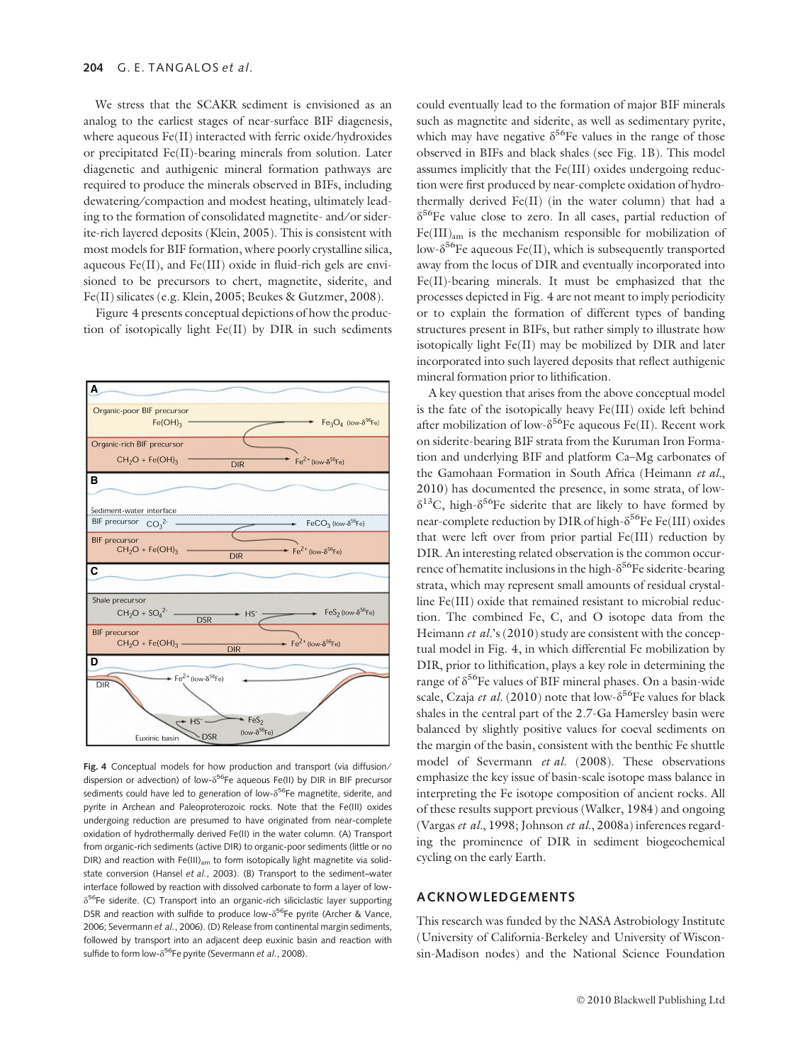We stress that the SCAKR sediment is envisioned as an analog to the earliest stages of near-surface BIF diagenesis, where aqueous Fe(II) interacted with ferric oxide/hydroxides or precipitated Fe(II)-bearing minerals from solution. Later diagenetic and authigenic mineral formation pathways are required to produce the minerals observed in BIFs, including dewatering/compaction and modest heating, ultimately leading to the formation of consolidated magnetite- and/or siderite-rich layered deposits (Klein, 2005). This is consistent with most models for BIF formation, where poorly crystalline silica, aqueous Fe(II), and Fe(III) oxide in fluid-rich gels are envisioned to be precursors to chert, magnetite, siderite, and Fe(II) silicates (e.g. Klein, 2005; Beukes & Gutzmer, 2008).

Figure 4 presents conceptual depictions of how the production of isotopically light Fe(II) by DIR in such sediments could eventually lead to the formation of major BIF minerals such as magnetite and siderite, as well as sedimentary pyrite, which may have negative $\delta^{56}$Fe values in the range of those observed in BIFs and black shales (see Fig. 1B). This model assumes implicitly that the Fe(III) oxides undergoing reduction were first produced by near-complete oxidation of hydrothermally derived Fe(II) (in the water column) that had a $\delta^{56}$Fe value close to zero. In all cases, partial reduction of $Fe(III)_{am}$ is the mechanism responsible for mobilization of low-$\delta^{56}$Fe aqueous Fe(II), which is subsequently transported away from the locus of DIR and eventually incorporated into Fe(II)-bearing minerals. It must be emphasized that the processes depicted in Fig. 4 are not meant to imply periodicity or to explain the formation of different types of banding structures present in BIFs, but rather simply to illustrate how isotopically light Fe(II) may be mobilized by DIR and later incorporated into such layered deposits that reflect authigenic mineral formation prior to lithification.

**Fig. 4** Conceptual models for how production and transport (via diffusion/dispersion or advection) of low-$\delta^{56}$Fe aqueous Fe(II) by DIR in BIF precursor sediments could have led to generation of low-$\delta^{56}$Fe magnetite, siderite, and pyrite in Archean and Paleoproterozoic rocks. Note that the Fe(III) oxides undergoing reduction are presumed to have originated from near-complete oxidation of hydrothermally derived Fe(II) in the water column. (A) Transport from organic-rich sediments (active DIR) to organic-poor sediments (little or no DIR) and reaction with $Fe(III)_{am}$ to form isotopically light magnetite via solid-state conversion (Hansel *et al.*, 2003). (B) Transport to the sediment–water interface followed by reaction with dissolved carbonate to form a layer of low-$\delta^{56}$Fe siderite. (C) Transport into an organic-rich siliciclastic layer supporting DSR and reaction with sulfide to produce low-$\delta^{56}$Fe pyrite (Archer & Vance, 2006; Severmann *et al.*, 2006). (D) Release from continental margin sediments, followed by transport into an adjacent deep euxinic basin and reaction with sulfide to form low-$\delta^{56}$Fe pyrite (Severmann *et al.*, 2008).

A key question that arises from the above conceptual model is the fate of the isotopically heavy Fe(III) oxide left behind after mobilization of low-$\delta^{56}$Fe aqueous Fe(II). Recent work on siderite-bearing BIF strata from the Kuruman Iron Formation and underlying BIF and platform Ca–Mg carbonates of the Gamohaan Formation in South Africa (Heimann *et al.*, 2010) has documented the presence, in some strata, of low-$\delta^{13}$C, high-$\delta^{56}$Fe siderite that are likely to have formed by near-complete reduction by DIR of high-$\delta^{56}$Fe Fe(III) oxides that were left over from prior partial Fe(III) reduction by DIR. An interesting related observation is the common occurrence of hematite inclusions in the high-$\delta^{56}$Fe siderite-bearing strata, which may represent small amounts of residual crystalline Fe(III) oxide that remained resistant to microbial reduction. The combined Fe, C, and O isotope data from the Heimann *et al.*'s (2010) study are consistent with the conceptual model in Fig. 4, in which differential Fe mobilization by DIR, prior to lithification, plays a key role in determining the range of $\delta^{56}$Fe values of BIF mineral phases. On a basin-wide scale, Czaja *et al.* (2010) note that low-$\delta^{56}$Fe values for black shales in the central part of the 2.7-Ga Hamersley basin were balanced by slightly positive values for coeval sediments on the margin of the basin, consistent with the benthic Fe shuttle model of Severmann *et al.* (2008). These observations emphasize the key issue of basin-scale isotope mass balance in interpreting the Fe isotope composition of ancient rocks. All of these results support previous (Walker, 1984) and ongoing (Vargas *et al.*, 1998; Johnson *et al.*, 2008a) inferences regarding the prominence of DIR in sediment biogeochemical cycling on the early Earth.

## ACKNOWLEDGEMENTS

This research was funded by the NASA Astrobiology Institute (University of California-Berkeley and University of Wisconsin-Madison nodes) and the National Science Foundation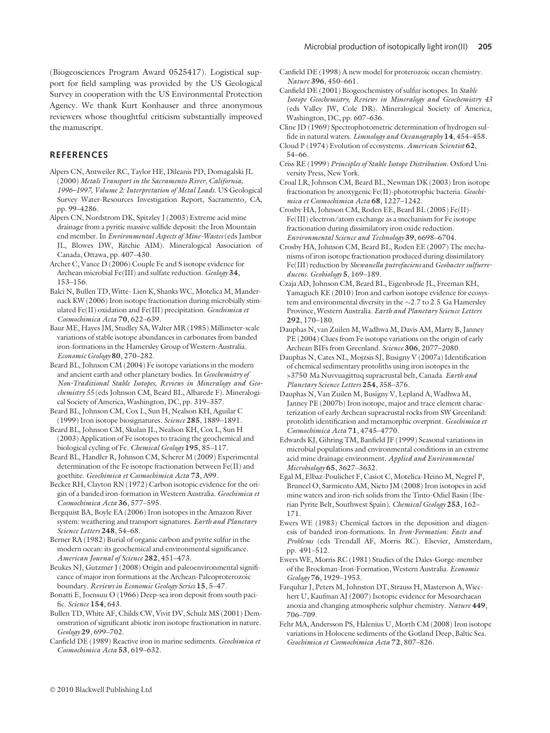(Biogeosciences Program Award 0525417). Logistical support for field sampling was provided by the US Geological Survey in cooperation with the US Environmental Protection Agency. We thank Kurt Konhauser and three anonymous reviewers whose thoughtful criticism substantially improved the manuscript.

## REFERENCES

Alpers CN, Antweiler RC, Taylor HE, Dileanis PD, Domagalski JL (2000) *Metals Transport in the Sacramento River, California, 1996–1997, Volume 2: Interpretation of Metal Loads.* US Geological Survey Water-Resources Investigation Report, Sacramento, CA, pp. 99–4286.

Alpers CN, Nordstrom DK, Spitzley J (2003) Extreme acid mine drainage from a pyritic massive sulfide deposit: the Iron Mountain end member. In *Environmental Aspects of Mine-Wastes* (eds Jambor JL, Blowes DW, Ritchie AIM). Mineralogical Association of Canada, Ottawa, pp. 407–430.

Archer C, Vance D (2006) Couple Fe and S isotope evidence for Archean microbial Fe(III) and sulfate reduction. *Geology* **34**, 153–156.

Balci N, Bullen TD, Witte- Lien K, Shanks WC, Motelica M, Mandernack KW (2006) Iron isotope fractionation during microbially stimulated Fe(II) oxidation and Fe(III) precipitation. *Geochimica et Cosmochimica Acta* **70**, 622–639.

Baur ME, Hayes JM, Studley SA, Walter MR (1985) Millimeter-scale variations of stable isotope abundances in carbonates from banded iron-formations in the Hamersley Group of Western-Australia. *Economic Geology* **80**, 270–282.

Beard BL, Johnson CM (2004) Fe isotope variations in the modern and ancient earth and other planetary bodies. In *Geochemistry of Non-Traditional Stable Isotopes, Reviews in Mineralogy and Geochemistry 55* (eds Johnson CM, Beard BL, Albarede F). Mineralogical Society of America, Washington, DC, pp. 319–357.

Beard BL, Johnson CM, Cox L, Sun H, Nealson KH, Aguilar C (1999) Iron isotope biosignatures. *Science* **285**, 1889–1891.

Beard BL, Johnson CM, Skulan JL, Nealson KH, Cox L, Sun H (2003) Application of Fe isotopes to tracing the geochemical and biological cycling of Fe. *Chemical Geology* **195**, 85–117.

Beard BL, Handler R, Johnson CM, Scherer M (2009) Experimental determination of the Fe isotope fractionation between Fe(II) and goethite. *Geochimica et Cosmochimica Acta* **73**, A99.

Becker RH, Clayton RN (1972) Carbon isotopic evidence for the origin of a banded iron-formation in Western Australia. *Geochimica et Cosmochimica Acta* **36**, 577–595.

Bergquist BA, Boyle EA (2006) Iron isotopes in the Amazon River system: weathering and transport signatures. *Earth and Planetary Science Letters* **248**, 54–68.

Berner RA (1982) Burial of organic carbon and pyrite sulfur in the modern ocean: its geochemical and environmental significance. *American Journal of Science* **282**, 451–473.

Beukes NJ, Gutzmer J (2008) Origin and paleoenvironmental significance of major iron formations at the Archean-Paleoproterozoic boundary. *Reviews in Economic Geology Series* **15**, 5–47.

Bonatti E, Joensuu O (1966) Deep-sea iron deposit from south pacific. *Science* **154**, 643.

Bullen TD, White AF, Childs CW, Vivit DV, Schulz MS (2001) Demonstration of significant abiotic iron isotope fractionation in nature. *Geology* **29**, 699–702.

Canfield DE (1989) Reactive iron in marine sediments. *Geochimica et Cosmochimica Acta* **53**, 619–632.

Canfield DE (1998) A new model for proterozoic ocean chemistry. *Nature* **396**, 450–661.

Canfield DE (2001) Biogeochemistry of sulfur isotopes. In *Stable Isotope Geochemistry, Reviews in Mineralogy and Geochemistry 43* (eds Valley JW, Cole DR). Mineralogical Society of America, Washington, DC, pp. 607–636.

Cline JD (1969) Spectrophotometric determination of hydrogen sulfide in natural waters. *Limnology and Oceanography* **14**, 454–458.

Cloud P (1974) Evolution of ecosystems. *American Scientist* **62**, 54–66.

Criss RE (1999) *Principles of Stable Isotope Distribution*. Oxford University Press, New York.

Croal LR, Johnson CM, Beard BL, Newman DK (2003) Iron isotope fractionation by anoxygenic Fe(II)-phototrophic bacteria. *Geochimica et Cosmochimica Acta* **68**, 1227–1242.

Crosby HA, Johnson CM, Roden EE, Beard BL (2005) Fe(II)-Fe(III) electron/atom exchange as a mechanism for Fe isotope fractionation during dissimilatory iron oxide reduction. *Environmental Science and Technology* **39**, 6698–6704.

Crosby HA, Johnson CM, Beard BL, Roden EE (2007) The mechanisms of iron isotope fractionation produced during dissimilatory Fe(III) reduction by *Shewanella putrefaciens* and *Geobacter sulfurreducens*. *Geobiology* **5**, 169–189.

Czaja AD, Johnson CM, Beard BL, Eigenbrode JL, Freeman KH, Yamaguch KE (2010) Iron and carbon isotope evidence for ecosystem and environmental diversity in the ~2.7 to 2.5 Ga Hamersley Province, Western Australia. *Earth and Planetary Science Letters* **292**, 170–180.

Dauphas N, van Zuilen M, Wadhwa M, Davis AM, Marty B, Janney PE (2004) Clues from Fe isotope variations on the origin of early Archean BIFs from Greenland. *Science* **306**, 2077–2080.

Dauphas N, Cates NL, Mojzsis SJ, Busigny V (2007a) Identification of chemical sedimentary protoliths using iron isotopes in the >3750 Ma Nuvvuagittuq supracrustal belt, Canada. *Earth and Planetary Science Letters* **254**, 358–376.

Dauphas N, Van Zuilen M, Busigny V, Lepland A, Wadhwa M, Janney PE (2007b) Iron isotope, major and trace element characterization of early Archean supracrustal rocks from SW Greenland: protolith identification and metamorphic overprint. *Geochimica et Cosmochimica Acta* **71**, 4745–4770.

Edwards KJ, Gihring TM, Banfield JF (1999) Seasonal variations in microbial populations and environmental conditions in an extreme acid mine drainage environment. *Applied and Environmental Microbiology* **65**, 3627–3632.

Egal M, Elbaz-Poulichet F, Casiot C, Motelica-Heino M, Negrel P, Bruneel O, Sarmiento AM, Nieto JM (2008) Iron isotopes in acid mine waters and iron-rich solids from the Tinto-Odiel Basin (Iberian Pyrite Belt, Southwest Spain). *Chemical Geology* **253**, 162–171.

Ewers WE (1983) Chemical factors in the deposition and diagenesis of banded iron-formations. In *Iron-Formation: Facts and Problems* (eds Trendall AF, Morris RC). Elsevier, Amsterdam, pp. 491–512.

Ewers WE, Morris RC (1981) Studies of the Dales-Gorge-member of the Brockman-Iron-Formation, Western Australia. *Economic Geology* **76**, 1929–1953.

Farquhar J, Peters M, Johnston DT, Strauss H, Masterson A, Wiechert U, Kaufman AJ (2007) Isotopic evidence for Mesoarchaean anoxia and changing atmospheric sulphur chemistry. *Nature* **449**, 706–709.

Fehr MA, Andersson PS, Halenius U, Morth CM (2008) Iron isotope variations in Holocene sediments of the Gotland Deep, Baltic Sea. *Geochimica et Cosmochimica Acta* **72**, 807–826.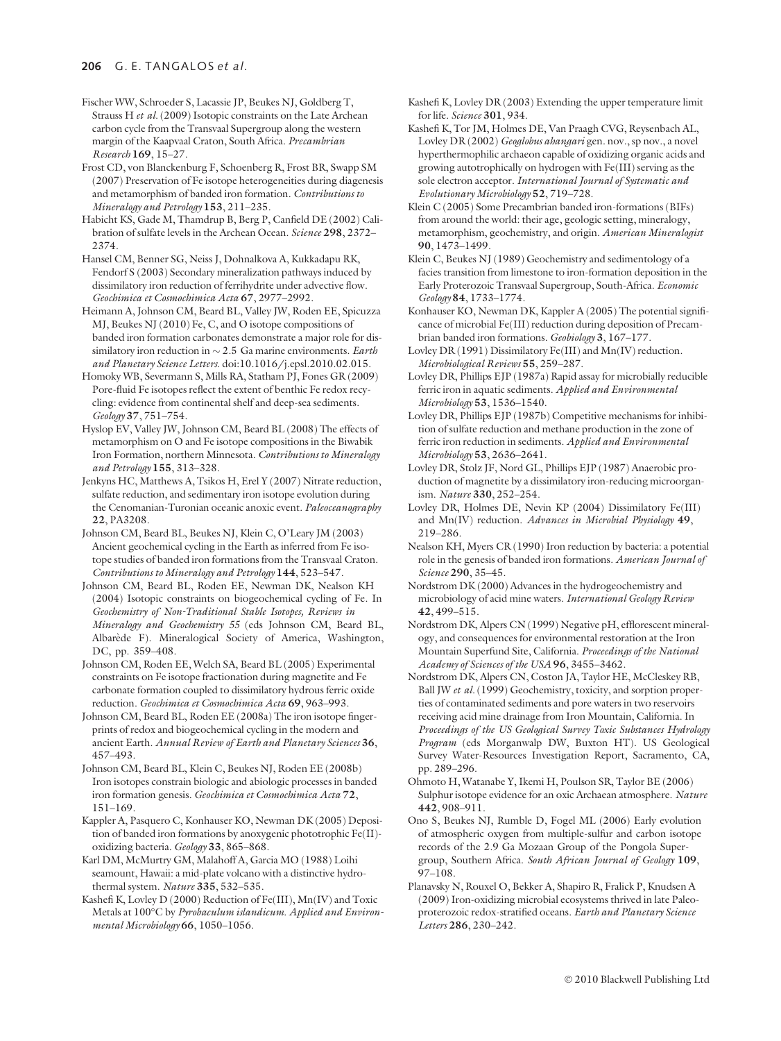Fischer WW, Schroeder S, Lacassie JP, Beukes NJ, Goldberg T, Strauss H *et al.* (2009) Isotopic constraints on the Late Archean carbon cycle from the Transvaal Supergroup along the western margin of the Kaapvaal Craton, South Africa. *Precambrian Research* **169**, 15–27.

Frost CD, von Blanckenburg F, Schoenberg R, Frost BR, Swapp SM (2007) Preservation of Fe isotope heterogeneities during diagenesis and metamorphism of banded iron formation. *Contributions to Mineralogy and Petrology* **153**, 211–235.

Habicht KS, Gade M, Thamdrup B, Berg P, Canfield DE (2002) Calibration of sulfate levels in the Archean Ocean. *Science* **298**, 2372–2374.

Hansel CM, Benner SG, Neiss J, Dohnalkova A, Kukkadapu RK, Fendorf S (2003) Secondary mineralization pathways induced by dissimilatory iron reduction of ferrihydrite under advective flow. *Geochimica et Cosmochimica Acta* **67**, 2977–2992.

Heimann A, Johnson CM, Beard BL, Valley JW, Roden EE, Spicuzza MJ, Beukes NJ (2010) Fe, C, and O isotope compositions of banded iron formation carbonates demonstrate a major role for dissimilatory iron reduction in ~ 2.5 Ga marine environments. *Earth and Planetary Science Letters.* doi:10.1016/j.epsl.2010.02.015.

Homoky WB, Severmann S, Mills RA, Statham PJ, Fones GR (2009) Pore-fluid Fe isotopes reflect the extent of benthic Fe redox recycling: evidence from continental shelf and deep-sea sediments. *Geology* **37**, 751–754.

Hyslop EV, Valley JW, Johnson CM, Beard BL (2008) The effects of metamorphism on O and Fe isotope compositions in the Biwabik Iron Formation, northern Minnesota. *Contributions to Mineralogy and Petrology* **155**, 313–328.

Jenkyns HC, Matthews A, Tsikos H, Erel Y (2007) Nitrate reduction, sulfate reduction, and sedimentary iron isotope evolution during the Cenomanian-Turonian oceanic anoxic event. *Paleoceanography* **22**, PA3208.

Johnson CM, Beard BL, Beukes NJ, Klein C, O'Leary JM (2003) Ancient geochemical cycling in the Earth as inferred from Fe isotope studies of banded iron formations from the Transvaal Craton. *Contributions to Mineralogy and Petrology* **144**, 523–547.

Johnson CM, Beard BL, Roden EE, Newman DK, Nealson KH (2004) Isotopic constraints on biogeochemical cycling of Fe. In *Geochemistry of Non-Traditional Stable Isotopes, Reviews in Mineralogy and Geochemistry 55* (eds Johnson CM, Beard BL, Albarède F). Mineralogical Society of America, Washington, DC, pp. 359–408.

Johnson CM, Roden EE, Welch SA, Beard BL (2005) Experimental constraints on Fe isotope fractionation during magnetite and Fe carbonate formation coupled to dissimilatory hydrous ferric oxide reduction. *Geochimica et Cosmochimica Acta* **69**, 963–993.

Johnson CM, Beard BL, Roden EE (2008a) The iron isotope fingerprints of redox and biogeochemical cycling in the modern and ancient Earth. *Annual Review of Earth and Planetary Sciences* **36**, 457–493.

Johnson CM, Beard BL, Klein C, Beukes NJ, Roden EE (2008b) Iron isotopes constrain biologic and abiologic processes in banded iron formation genesis. *Geochimica et Cosmochimica Acta* **72**, 151–169.

Kappler A, Pasquero C, Konhauser KO, Newman DK (2005) Deposition of banded iron formations by anoxygenic phototrophic Fe(II)-oxidizing bacteria. *Geology* **33**, 865–868.

Karl DM, McMurtry GM, Malahoff A, Garcia MO (1988) Loihi seamount, Hawaii: a mid-plate volcano with a distinctive hydrothermal system. *Nature* **335**, 532–535.

Kashefi K, Lovley D (2000) Reduction of Fe(III), Mn(IV) and Toxic Metals at 100°C by *Pyrobaculum islandicum*. *Applied and Environmental Microbiology* **66**, 1050–1056.

Kashefi K, Lovley DR (2003) Extending the upper temperature limit for life. *Science* **301**, 934.

Kashefi K, Tor JM, Holmes DE, Van Praagh CVG, Reysenbach AL, Lovley DR (2002) *Geoglobus ahangari* gen. nov., sp nov., a novel hyperthermophilic archaeon capable of oxidizing organic acids and growing autotrophically on hydrogen with Fe(III) serving as the sole electron acceptor. *International Journal of Systematic and Evolutionary Microbiology* **52**, 719–728.

Klein C (2005) Some Precambrian banded iron-formations (BIFs) from around the world: their age, geologic setting, mineralogy, metamorphism, geochemistry, and origin. *American Mineralogist* **90**, 1473–1499.

Klein C, Beukes NJ (1989) Geochemistry and sedimentology of a facies transition from limestone to iron-formation deposition in the Early Proterozoic Transvaal Supergroup, South-Africa. *Economic Geology* **84**, 1733–1774.

Konhauser KO, Newman DK, Kappler A (2005) The potential significance of microbial Fe(III) reduction during deposition of Precambrian banded iron formations. *Geobiology* **3**, 167–177.

Lovley DR (1991) Dissimilatory Fe(III) and Mn(IV) reduction. *Microbiological Reviews* **55**, 259–287.

Lovley DR, Phillips EJP (1987a) Rapid assay for microbially reducible ferric iron in aquatic sediments. *Applied and Environmental Microbiology* **53**, 1536–1540.

Lovley DR, Phillips EJP (1987b) Competitive mechanisms for inhibition of sulfate reduction and methane production in the zone of ferric iron reduction in sediments. *Applied and Environmental Microbiology* **53**, 2636–2641.

Lovley DR, Stolz JF, Nord GL, Phillips EJP (1987) Anaerobic production of magnetite by a dissimilatory iron-reducing microorganism. *Nature* **330**, 252–254.

Lovley DR, Holmes DE, Nevin KP (2004) Dissimilatory Fe(III) and Mn(IV) reduction. *Advances in Microbial Physiology* **49**, 219–286.

Nealson KH, Myers CR (1990) Iron reduction by bacteria: a potential role in the genesis of banded iron formations. *American Journal of Science* **290**, 35–45.

Nordstrom DK (2000) Advances in the hydrogeochemistry and microbiology of acid mine waters. *International Geology Review* **42**, 499–515.

Nordstrom DK, Alpers CN (1999) Negative pH, efflorescent mineralogy, and consequences for environmental restoration at the Iron Mountain Superfund Site, California. *Proceedings of the National Academy of Sciences of the USA* **96**, 3455–3462.

Nordstrom DK, Alpers CN, Coston JA, Taylor HE, McCleskey RB, Ball JW *et al.* (1999) Geochemistry, toxicity, and sorption properties of contaminated sediments and pore waters in two reservoirs receiving acid mine drainage from Iron Mountain, California. In *Proceedings of the US Geological Survey Toxic Substances Hydrology Program* (eds Morganwalp DW, Buxton HT). US Geological Survey Water-Resources Investigation Report, Sacramento, CA, pp. 289–296.

Ohmoto H, Watanabe Y, Ikemi H, Poulson SR, Taylor BE (2006) Sulphur isotope evidence for an oxic Archaean atmosphere. *Nature* **442**, 908–911.

Ono S, Beukes NJ, Rumble D, Fogel ML (2006) Early evolution of atmospheric oxygen from multiple-sulfur and carbon isotope records of the 2.9 Ga Mozaan Group of the Pongola Supergroup, Southern Africa. *South African Journal of Geology* **109**, 97–108.

Planavsky N, Rouxel O, Bekker A, Shapiro R, Fralick P, Knudsen A (2009) Iron-oxidizing microbial ecosystems thrived in late Paleoproterozoic redox-stratified oceans. *Earth and Planetary Science Letters* **286**, 230–242.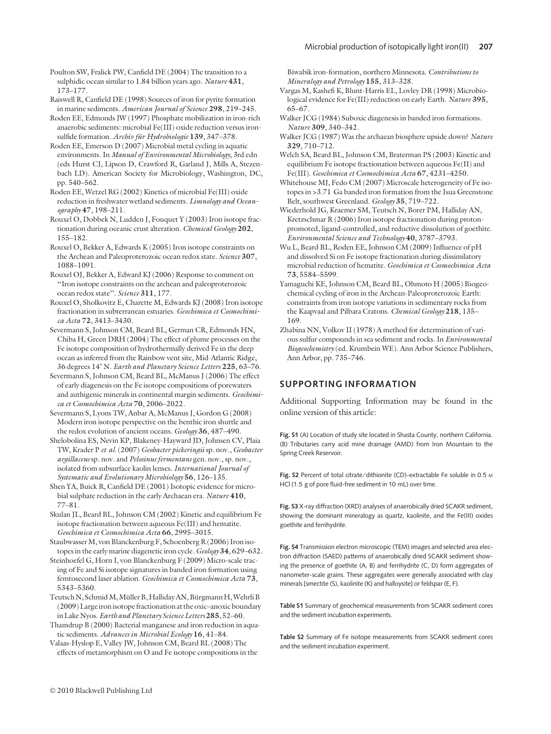Poulton SW, Fralick PW, Canfield DE (2004) The transition to a sulphidic ocean similar to 1.84 billion years ago. *Nature* **431**, 173–177.

Raiswell R, Canfield DE (1998) Sources of iron for pyrite formation in marine sediments. *American Journal of Science* **298**, 219–245.

Roden EE, Edmonds JW (1997) Phosphate mobilization in iron-rich anaerobic sediments: microbial Fe(III) oxide reduction versus iron-sulfide formation. *Archiv für Hydrobiologie* **139**, 347–378.

Roden EE, Emerson D (2007) Microbial metal cycling in aquatic environments. In *Manual of Environmental Microbiology*, 3rd edn (eds Hurst CJ, Lipson D, Crawford R, Garland J, Mills A, Stezenbach LD). American Society for Microbiology, Washington, DC, pp. 540–562.

Roden EE, Wetzel RG (2002) Kinetics of microbial Fe(III) oxide reduction in freshwater wetland sediments. *Limnology and Oceanography* **47**, 198–211.

Rouxel O, Dobbek N, Ludden J, Fouquet Y (2003) Iron isotope fractionation during oceanic crust alteration. *Chemical Geology* **202**, 155–182.

Rouxel O, Bekker A, Edwards K (2005) Iron isotope constraints on the Archean and Paleoproterozoic ocean redox state. *Science* **307**, 1088–1091.

Rouxel OJ, Bekker A, Edward KJ (2006) Response to comment on "Iron isotope constraints on the archean and paleoproterozoic ocean redox state". *Science* **311**, 177.

Rouxel O, Sholkovitz E, Charette M, Edwards KJ (2008) Iron isotope fractionation in subterranean estuaries. *Geochimica et Cosmochimica Acta* **72**, 3413–3430.

Severmann S, Johnson CM, Beard BL, German CR, Edmonds HN, Chiba H, Green DRH (2004) The effect of plume processes on the Fe isotope composition of hydrothermally derived Fe in the deep ocean as inferred from the Rainbow vent site, Mid-Atlantic Ridge, 36 degrees 14' N. *Earth and Planetary Science Letters* **225**, 63–76.

Severmann S, Johnson CM, Beard BL, McManus J (2006) The effect of early diagenesis on the Fe isotope compositions of porewaters and authigenic minerals in continental margin sediments. *Geochimica et Cosmochimica Acta* **70**, 2006–2022.

Severmann S, Lyons TW, Anbar A, McManus J, Gordon G (2008) Modern iron isotope perspective on the benthic iron shuttle and the redox evolution of ancient oceans. *Geology* **36**, 487–490.

Shelobolina ES, Nevin KP, Blakeney-Hayward JD, Johnsen CV, Plaia TW, Krader P *et al.* (2007) *Geobacter pickeringii* sp. nov., *Geobacter argillaceus* sp. nov. and *Pelosinus fermentans* gen. nov., sp. nov., isolated from subsurface kaolin lenses. *International Journal of Systematic and Evolutionary Microbiology* **56**, 126–135.

Shen YA, Buick R, Canfield DE (2001) Isotopic evidence for microbial sulphate reduction in the early Archaean era. *Nature* **410**, 77–81.

Skulan JL, Beard BL, Johnson CM (2002) Kinetic and equilibrium Fe isotope fractionation between aqueous Fe(III) and hematite. *Geochimica et Cosmochimica Acta* **66**, 2995–3015.

Staubwasser M, von Blanckenburg F, Schoenberg R (2006) Iron isotopes in the early marine diagenetic iron cycle. *Geology* **34**, 629–632.

Steinhoefel G, Horn I, von Blanckenburg F (2009) Micro-scale tracing of Fe and Si isotope signatures in banded iron formation using femtosecond laser ablation. *Geochimica et Cosmochimica Acta* **73**, 5343–5360.

Teutsch N, Schmid M, Müller B, Halliday AN, Bürgmann H, Wehrli B (2009) Large iron isotope fractionation at the oxic–anoxic boundary in Lake Nyos. *Earth and Planetary Science Letters* **285**, 52–60.

Thamdrup B (2000) Bacterial manganese and iron reduction in aquatic sediments. *Advances in Microbial Ecology* **16**, 41–84.

Valaas-Hyslop E, Valley JW, Johnson CM, Beard BL (2008) The effects of metamorphism on O and Fe isotope compositions in the Biwabik iron-formation, northern Minnesota. *Contributions to Mineralogy and Petrology* **155**, 313–328.

Vargas M, Kashefi K, Blunt-Harris EL, Lovley DR (1998) Microbiological evidence for Fe(III) reduction on early Earth. *Nature* **395**, 65–67.

Walker JCG (1984) Suboxic diagenesis in banded iron formations. *Nature* **309**, 340–342.

Walker JCG (1987) Was the archaean biosphere upside down? *Nature* **329**, 710–712.

Welch SA, Beard BL, Johnson CM, Braterman PS (2003) Kinetic and equilibrium Fe isotope fractionation between aqueous Fe(II) and Fe(III). *Geochimica et Cosmochimica Acta* **67**, 4231–4250.

Whitehouse MJ, Fedo CM (2007) Microscale heterogeneity of Fe isotopes in >3.71 Ga banded iron formation from the Isua Greenstone Belt, southwest Greenland. *Geology* **35**, 719–722.

Wiederhold JG, Kraemer SM, Teutsch N, Borer PM, Halliday AN, Kretzschmar R (2006) Iron isotope fractionation during proton-promoted, ligand-controlled, and reductive dissolution of goethite. *Environmental Science and Technology* **40**, 3787–3793.

Wu L, Beard BL, Roden EE, Johnson CM (2009) Influence of pH and dissolved Si on Fe isotope fractionation during dissimilatory microbial reduction of hematite. *Geochimica et Cosmochimica Acta* **73**, 5584–5599.

Yamaguchi KE, Johnson CM, Beard BL, Ohmoto H (2005) Biogeochemical cycling of iron in the Archean-Paleoproterozoic Earth: constraints from iron isotope variations in sedimentary rocks from the Kaapvaal and Pilbara Cratons. *Chemical Geology* **218**, 135–169.

Zhabina NN, Volkov II (1978) A method for determination of various sulfur compounds in sea sediment and rocks. In *Environmental Biogeochemistry* (ed. Krumbein WE). Ann Arbor Science Publishers, Ann Arbor, pp. 735–746.

## SUPPORTING INFORMATION

Additional Supporting Information may be found in the online version of this article:

**Fig. S1** (A) Location of study site located in Shasta County, northern California. (B) Tributaries carry acid mine drainage (AMD) from Iron Mountain to the Spring Creek Reservoir.

**Fig. S2** Percent of total citrate/dithionite (CD)-extractable Fe soluble in 0.5 M HCl (1.5 g of pore fluid-free sediment in 10 mL) over time.

**Fig. S3** X-ray diffraction (XRD) analyses of anaerobically dried SCAKR sediment, showing the dominant mineralogy as quartz, kaolinite, and the Fe(III) oxides goethite and ferrihydrite.

**Fig. S4** Transmission electron microscopic (TEM) images and selected area electron diffraction (SAED) patterns of anaerobically dried SCAKR sediment showing the presence of goethite (A, B) and ferrihydrite (C, D) form aggregates of nanometer-scale grains. These aggregates were generally associated with clay minerals [smectite (S), kaolinite (K) and halloysite] or feldspar (E, F).

**Table S1** Summary of geochemical measurements from SCAKR sediment cores and the sediment incubation experiments.

**Table S2** Summary of Fe isotope measurements from SCAKR sediment cores and the sediment incubation experiment.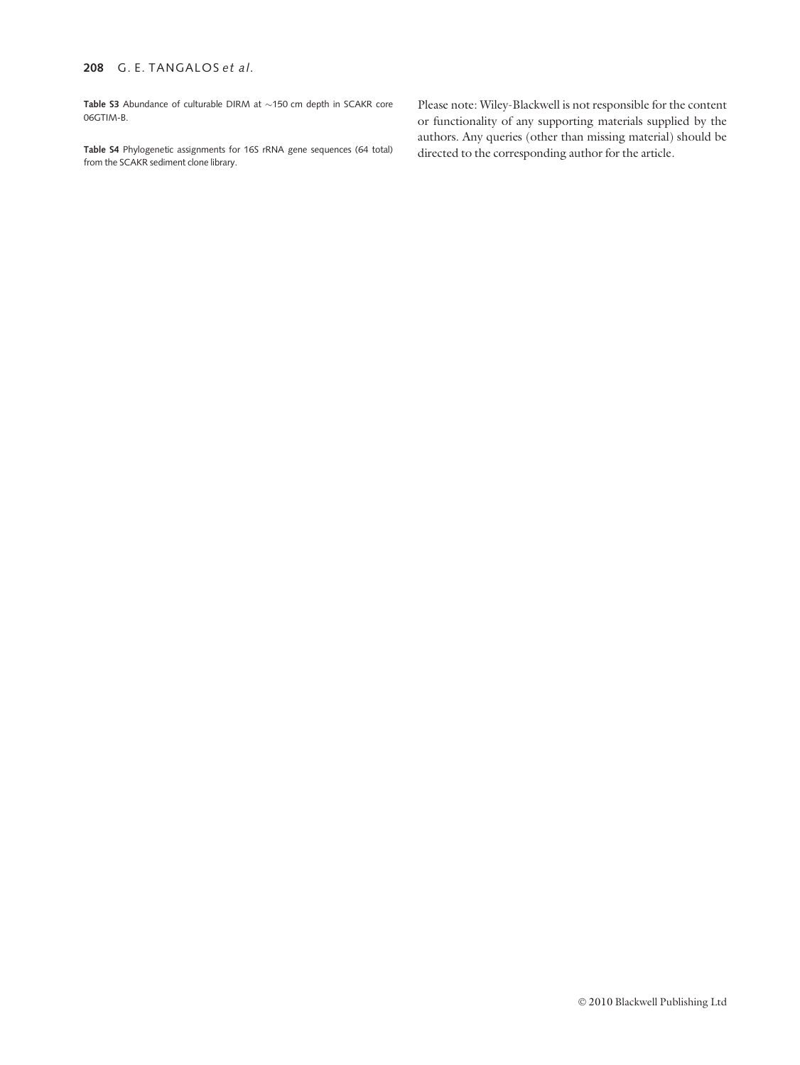**Table S3** Abundance of culturable DIRM at ~150 cm depth in SCAKR core 06GTIM-B.

**Table S4** Phylogenetic assignments for 16S rRNA gene sequences (64 total) from the SCAKR sediment clone library.

Please note: Wiley-Blackwell is not responsible for the content or functionality of any supporting materials supplied by the authors. Any queries (other than missing material) should be directed to the corresponding author for the article.